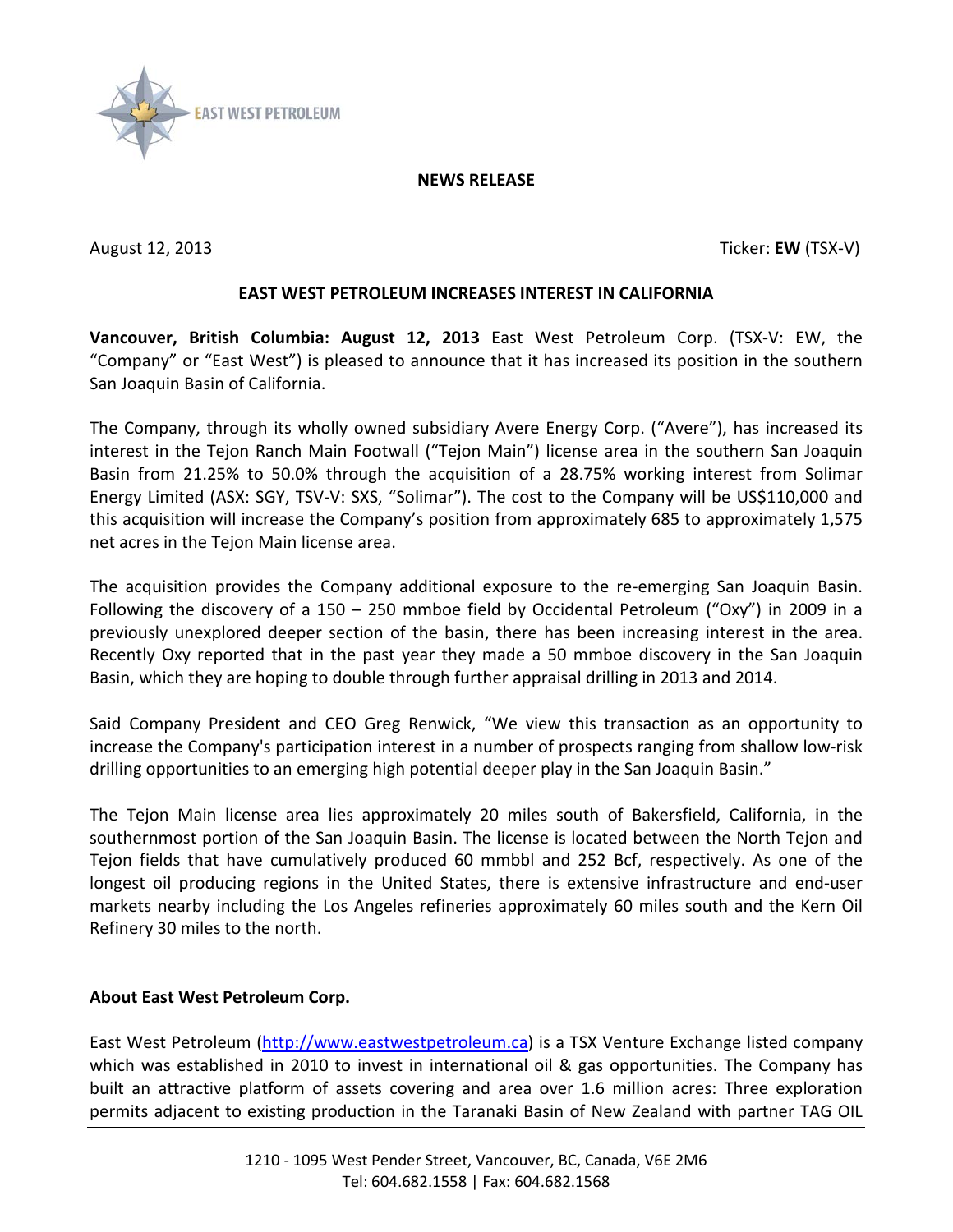EAST WEST PETROLEUM

**NEWS RELEASE**

August 12, 2013 Ticker: **EW** (TSX-V)

## EAST WEST PETROLEUM INCREASES INTEREST IN CALIFORNIA

**Vancouver, British Columbia: August 12, 2013** East West Petroleum Corp. (TSX-V: EW, the "Company" or "East West") is pleased to announce that it has increased its position in the southern San Joaquin Basin of California.

The Company, through its wholly owned subsidiary Avere Energy Corp. ("Avere"), has increased its interest in the Tejon Ranch Main Footwall ("Tejon Main") license area in the southern San Joaquin Basin from 21.25% to 50.0% through the acquisition of a 28.75% working interest from Solimar Energy Limited (ASX: SGY, TSV-V: SXS, "Solimar"). The cost to the Company will be US$110,000 and this acquisition will increase the Company's position from approximately 685 to approximately 1,575 net acres in the Tejon Main license area.

The acquisition provides the Company additional exposure to the re-emerging San Joaquin Basin. Following the discovery of a 150 – 250 mmboe field by Occidental Petroleum ("Oxy") in 2009 in a previously unexplored deeper section of the basin, there has been increasing interest in the area. Recently Oxy reported that in the past year they made a 50 mmboe discovery in the San Joaquin Basin, which they are hoping to double through further appraisal drilling in 2013 and 2014.

Said Company President and CEO Greg Renwick, "We view this transaction as an opportunity to increase the Company's participation interest in a number of prospects ranging from shallow low-risk drilling opportunities to an emerging high potential deeper play in the San Joaquin Basin."

The Tejon Main license area lies approximately 20 miles south of Bakersfield, California, in the southernmost portion of the San Joaquin Basin. The license is located between the North Tejon and Tejon fields that have cumulatively produced 60 mmbbl and 252 Bcf, respectively. As one of the longest oil producing regions in the United States, there is extensive infrastructure and end-user markets nearby including the Los Angeles refineries approximately 60 miles south and the Kern Oil Refinery 30 miles to the north.

### About East West Petroleum Corp.

East West Petroleum (http://www.eastwestpetroleum.ca) is a TSX Venture Exchange listed company which was established in 2010 to invest in international oil & gas opportunities. The Company has built an attractive platform of assets covering and area over 1.6 million acres: Three exploration permits adjacent to existing production in the Taranaki Basin of New Zealand with partner TAG OIL

1210 - 1095 West Pender Street, Vancouver, BC, Canada, V6E 2M6
Tel: 604.682.1558 | Fax: 604.682.1568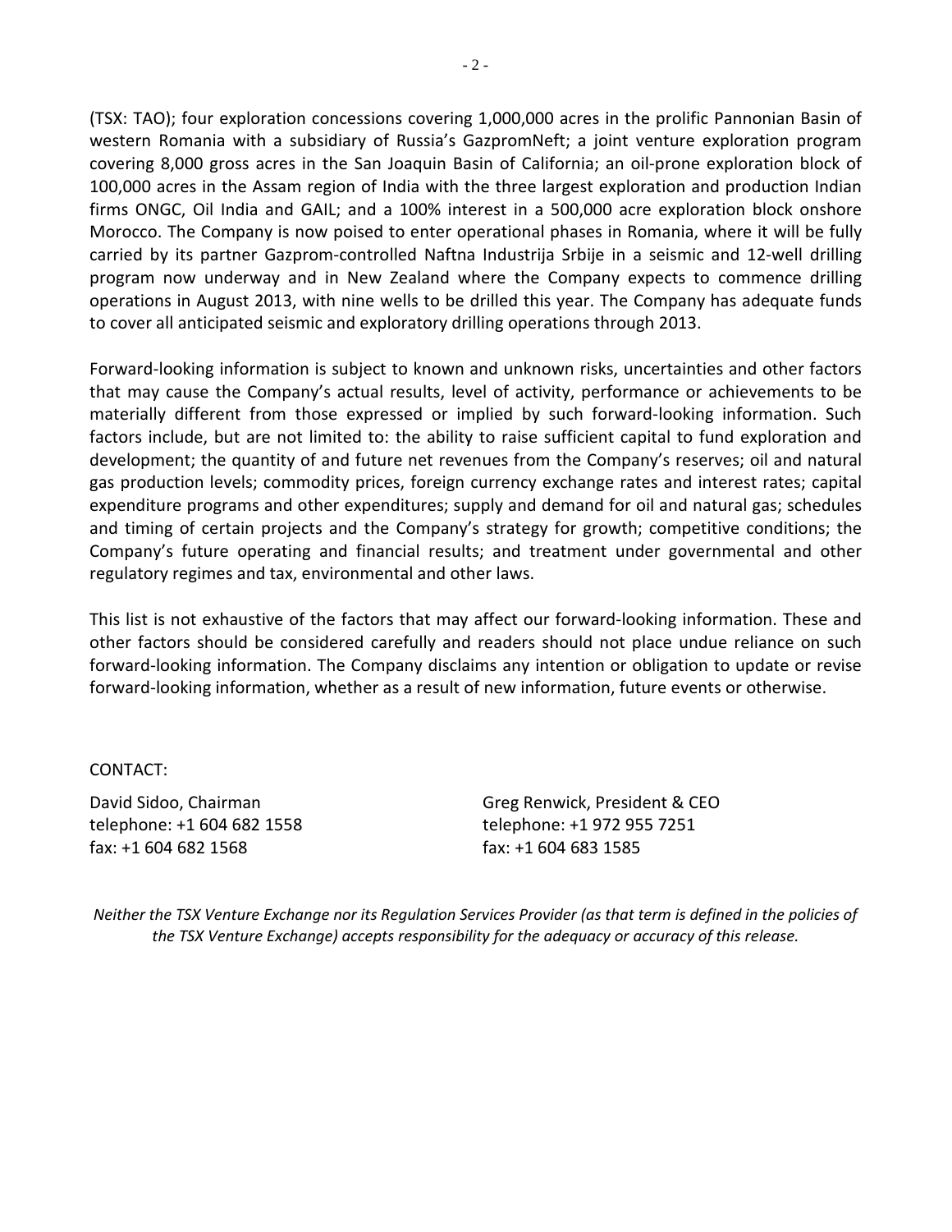(TSX: TAO); four exploration concessions covering 1,000,000 acres in the prolific Pannonian Basin of western Romania with a subsidiary of Russia's GazpromNeft; a joint venture exploration program covering 8,000 gross acres in the San Joaquin Basin of California; an oil-prone exploration block of 100,000 acres in the Assam region of India with the three largest exploration and production Indian firms ONGC, Oil India and GAIL; and a 100% interest in a 500,000 acre exploration block onshore Morocco. The Company is now poised to enter operational phases in Romania, where it will be fully carried by its partner Gazprom-controlled Naftna Industrija Srbije in a seismic and 12-well drilling program now underway and in New Zealand where the Company expects to commence drilling operations in August 2013, with nine wells to be drilled this year. The Company has adequate funds to cover all anticipated seismic and exploratory drilling operations through 2013.

Forward-looking information is subject to known and unknown risks, uncertainties and other factors that may cause the Company's actual results, level of activity, performance or achievements to be materially different from those expressed or implied by such forward-looking information. Such factors include, but are not limited to: the ability to raise sufficient capital to fund exploration and development; the quantity of and future net revenues from the Company's reserves; oil and natural gas production levels; commodity prices, foreign currency exchange rates and interest rates; capital expenditure programs and other expenditures; supply and demand for oil and natural gas; schedules and timing of certain projects and the Company's strategy for growth; competitive conditions; the Company's future operating and financial results; and treatment under governmental and other regulatory regimes and tax, environmental and other laws.

This list is not exhaustive of the factors that may affect our forward-looking information. These and other factors should be considered carefully and readers should not place undue reliance on such forward-looking information. The Company disclaims any intention or obligation to update or revise forward-looking information, whether as a result of new information, future events or otherwise.

CONTACT:

David Sidoo, Chairman
telephone: +1 604 682 1558
fax: +1 604 682 1568

Greg Renwick, President & CEO
telephone: +1 972 955 7251
fax: +1 604 683 1585

*Neither the TSX Venture Exchange nor its Regulation Services Provider (as that term is defined in the policies of the TSX Venture Exchange) accepts responsibility for the adequacy or accuracy of this release.*